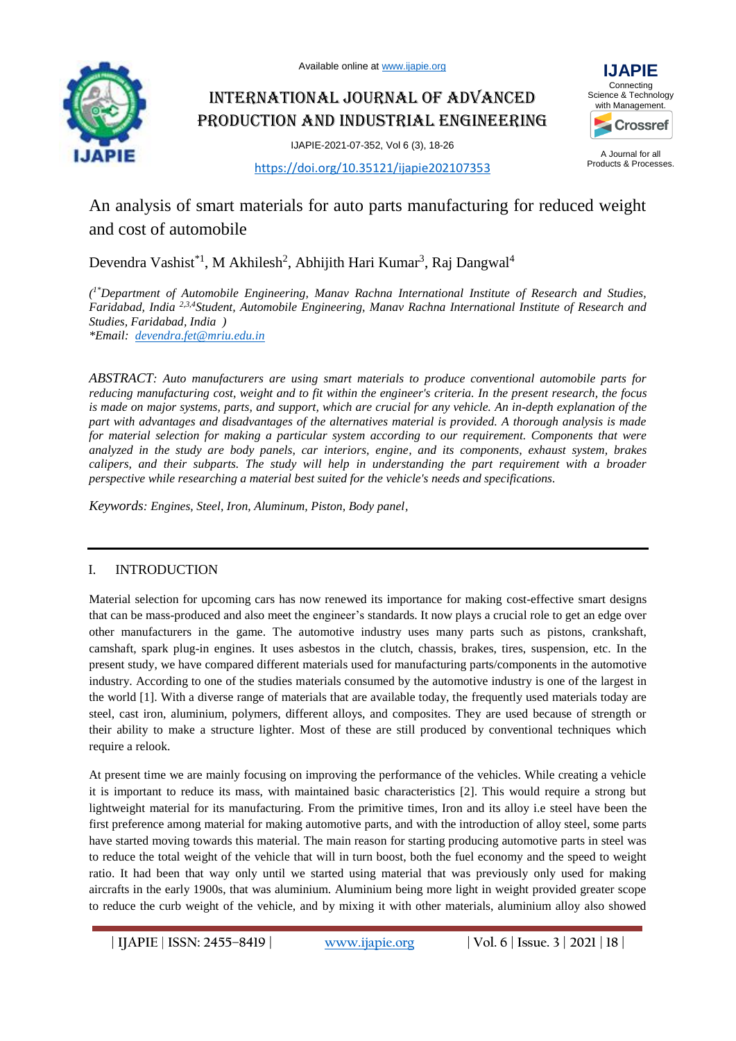# An analysis of smart materials for auto parts manufacturing for reduced weight and cost of automobile

Devendra Vashist[*1], M Akhilesh[2], Abhijith Hari Kumar[3], Raj Dangwal[4]

*([1*]Department of Automobile Engineering, Manav Rachna International Institute of Research and Studies, Faridabad, India [2,3,4]Student, Automobile Engineering, Manav Rachna International Institute of Research and Studies, Faridabad, India )*
*\*Email: devendra.fet@mriu.edu.in*

*ABSTRACT: Auto manufacturers are using smart materials to produce conventional automobile parts for reducing manufacturing cost, weight and to fit within the engineer's criteria. In the present research, the focus is made on major systems, parts, and support, which are crucial for any vehicle. An in-depth explanation of the part with advantages and disadvantages of the alternatives material is provided. A thorough analysis is made for material selection for making a particular system according to our requirement. Components that were analyzed in the study are body panels, car interiors, engine, and its components, exhaust system, brakes calipers, and their subparts. The study will help in understanding the part requirement with a broader perspective while researching a material best suited for the vehicle's needs and specifications.*

*Keywords: Engines, Steel, Iron, Aluminum, Piston, Body panel,*

## I. INTRODUCTION

Material selection for upcoming cars has now renewed its importance for making cost-effective smart designs that can be mass-produced and also meet the engineer's standards. It now plays a crucial role to get an edge over other manufacturers in the game. The automotive industry uses many parts such as pistons, crankshaft, camshaft, spark plug-in engines. It uses asbestos in the clutch, chassis, brakes, tires, suspension, etc. In the present study, we have compared different materials used for manufacturing parts/components in the automotive industry. According to one of the studies materials consumed by the automotive industry is one of the largest in the world [1]. With a diverse range of materials that are available today, the frequently used materials today are steel, cast iron, aluminium, polymers, different alloys, and composites. They are used because of strength or their ability to make a structure lighter. Most of these are still produced by conventional techniques which require a relook.

At present time we are mainly focusing on improving the performance of the vehicles. While creating a vehicle it is important to reduce its mass, with maintained basic characteristics [2]. This would require a strong but lightweight material for its manufacturing. From the primitive times, Iron and its alloy i.e steel have been the first preference among material for making automotive parts, and with the introduction of alloy steel, some parts have started moving towards this material. The main reason for starting producing automotive parts in steel was to reduce the total weight of the vehicle that will in turn boost, both the fuel economy and the speed to weight ratio. It had been that way only until we started using material that was previously only used for making aircrafts in the early 1900s, that was aluminium. Aluminium being more light in weight provided greater scope to reduce the curb weight of the vehicle, and by mixing it with other materials, aluminium alloy also showed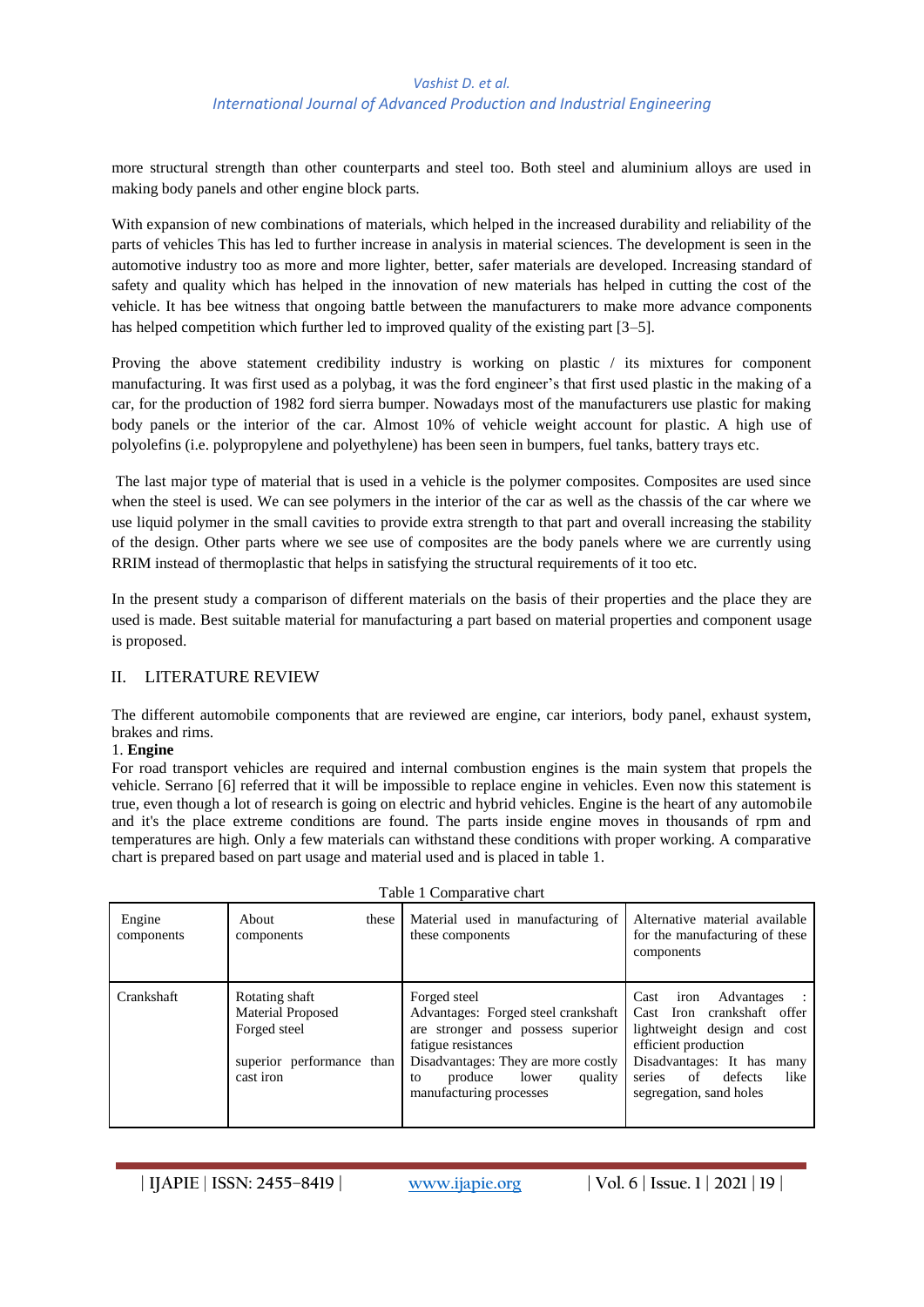more structural strength than other counterparts and steel too. Both steel and aluminium alloys are used in making body panels and other engine block parts.

With expansion of new combinations of materials, which helped in the increased durability and reliability of the parts of vehicles This has led to further increase in analysis in material sciences. The development is seen in the automotive industry too as more and more lighter, better, safer materials are developed. Increasing standard of safety and quality which has helped in the innovation of new materials has helped in cutting the cost of the vehicle. It has bee witness that ongoing battle between the manufacturers to make more advance components has helped competition which further led to improved quality of the existing part [3–5].

Proving the above statement credibility industry is working on plastic / its mixtures for component manufacturing. It was first used as a polybag, it was the ford engineer's that first used plastic in the making of a car, for the production of 1982 ford sierra bumper. Nowadays most of the manufacturers use plastic for making body panels or the interior of the car. Almost 10% of vehicle weight account for plastic. A high use of polyolefins (i.e. polypropylene and polyethylene) has been seen in bumpers, fuel tanks, battery trays etc.

The last major type of material that is used in a vehicle is the polymer composites. Composites are used since when the steel is used. We can see polymers in the interior of the car as well as the chassis of the car where we use liquid polymer in the small cavities to provide extra strength to that part and overall increasing the stability of the design. Other parts where we see use of composites are the body panels where we are currently using RRIM instead of thermoplastic that helps in satisfying the structural requirements of it too etc.

In the present study a comparison of different materials on the basis of their properties and the place they are used is made. Best suitable material for manufacturing a part based on material properties and component usage is proposed.

## II. LITERATURE REVIEW

The different automobile components that are reviewed are engine, car interiors, body panel, exhaust system, brakes and rims.

1. **Engine**

For road transport vehicles are required and internal combustion engines is the main system that propels the vehicle. Serrano [6] referred that it will be impossible to replace engine in vehicles. Even now this statement is true, even though a lot of research is going on electric and hybrid vehicles. Engine is the heart of any automobile and it's the place extreme conditions are found. The parts inside engine moves in thousands of rpm and temperatures are high. Only a few materials can withstand these conditions with proper working. A comparative chart is prepared based on part usage and material used and is placed in table 1.

Table 1 Comparative chart

| Engine components | About these components | Material used in manufacturing of these components | Alternative material available for the manufacturing of these components |
|---|---|---|---|
| Crankshaft | Rotating shaft<br>Material Proposed<br>Forged steel<br><br>superior performance than cast iron | Forged steel<br>Advantages: Forged steel crankshaft are stronger and possess superior fatigue resistances<br>Disadvantages: They are more costly to produce lower quality manufacturing processes | Cast iron Advantages : Cast Iron crankshaft offer lightweight design and cost efficient production<br>Disadvantages: It has many series of defects like segregation, sand holes |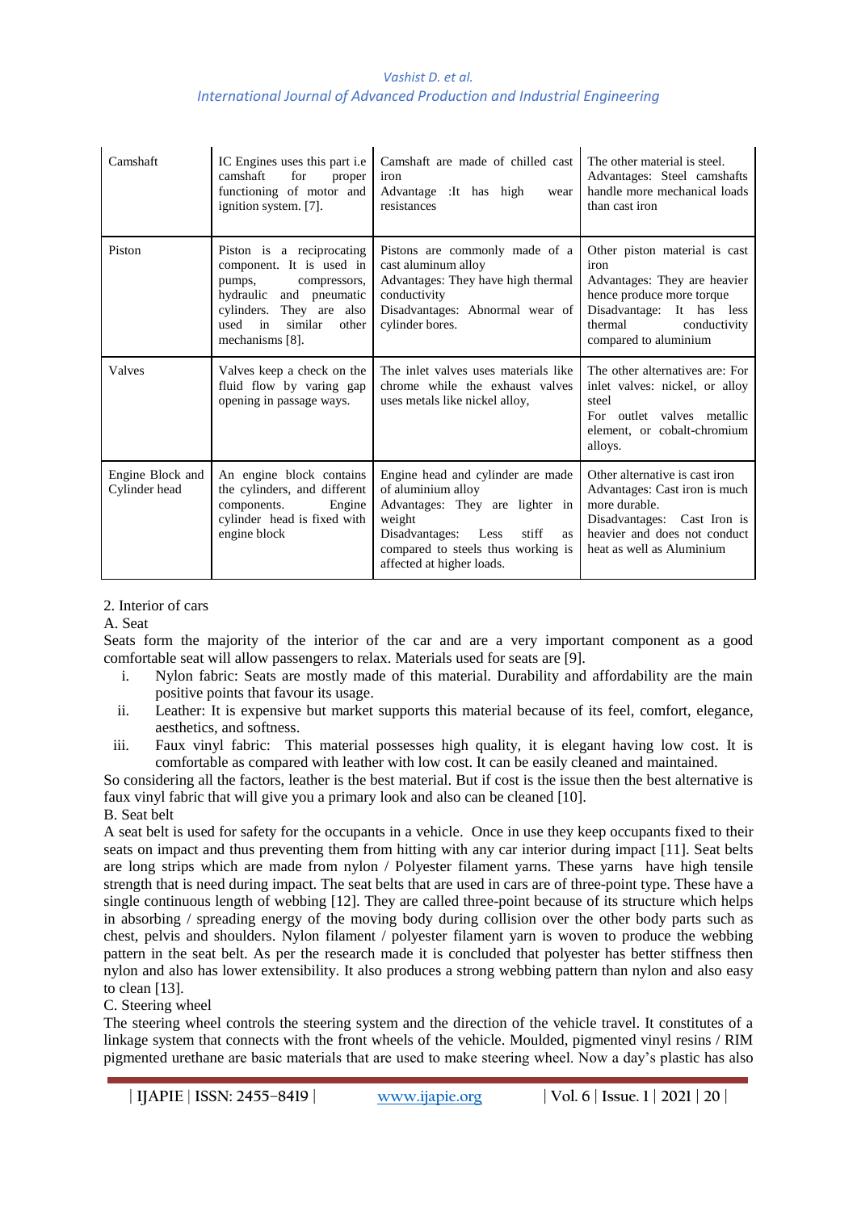| Camshaft | IC Engines uses this part i.e camshaft for proper functioning of motor and ignition system. [7]. | Camshaft are made of chilled cast iron<br>Advantage :It has high wear resistances | The other material is steel.<br>Advantages: Steel camshafts handle more mechanical loads than cast iron |
|---|---|---|---|
| Piston | Piston is a reciprocating component. It is used in pumps, compressors, hydraulic and pneumatic cylinders. They are also used in similar other mechanisms [8]. | Pistons are commonly made of a cast aluminum alloy<br>Advantages: They have high thermal conductivity<br>Disadvantages: Abnormal wear of cylinder bores. | Other piston material is cast iron<br>Advantages: They are heavier hence produce more torque<br>Disadvantage: It has less thermal conductivity compared to aluminium |
| Valves | Valves keep a check on the fluid flow by varing gap opening in passage ways. | The inlet valves uses materials like chrome while the exhaust valves uses metals like nickel alloy, | The other alternatives are: For inlet valves: nickel, or alloy steel<br>For outlet valves metallic element, or cobalt-chromium alloys. |
| Engine Block and Cylinder head | An engine block contains the cylinders, and different components. Engine cylinder head is fixed with engine block | Engine head and cylinder are made of aluminium alloy<br>Advantages: They are lighter in weight<br>Disadvantages: Less stiff as compared to steels thus working is affected at higher loads. | Other alternative is cast iron<br>Advantages: Cast iron is much more durable.<br>Disadvantages: Cast Iron is heavier and does not conduct heat as well as Aluminium |

2. Interior of cars

A. Seat

Seats form the majority of the interior of the car and are a very important component as a good comfortable seat will allow passengers to relax. Materials used for seats are [9].

i. Nylon fabric: Seats are mostly made of this material. Durability and affordability are the main positive points that favour its usage.
ii. Leather: It is expensive but market supports this material because of its feel, comfort, elegance, aesthetics, and softness.
iii. Faux vinyl fabric: This material possesses high quality, it is elegant having low cost. It is comfortable as compared with leather with low cost. It can be easily cleaned and maintained.

So considering all the factors, leather is the best material. But if cost is the issue then the best alternative is faux vinyl fabric that will give you a primary look and also can be cleaned [10].

B. Seat belt

A seat belt is used for safety for the occupants in a vehicle. Once in use they keep occupants fixed to their seats on impact and thus preventing them from hitting with any car interior during impact [11]. Seat belts are long strips which are made from nylon / Polyester filament yarns. These yarns have high tensile strength that is need during impact. The seat belts that are used in cars are of three-point type. These have a single continuous length of webbing [12]. They are called three-point because of its structure which helps in absorbing / spreading energy of the moving body during collision over the other body parts such as chest, pelvis and shoulders. Nylon filament / polyester filament yarn is woven to produce the webbing pattern in the seat belt. As per the research made it is concluded that polyester has better stiffness then nylon and also has lower extensibility. It also produces a strong webbing pattern than nylon and also easy to clean [13].

C. Steering wheel

The steering wheel controls the steering system and the direction of the vehicle travel. It constitutes of a linkage system that connects with the front wheels of the vehicle. Moulded, pigmented vinyl resins / RIM pigmented urethane are basic materials that are used to make steering wheel. Now a day's plastic has also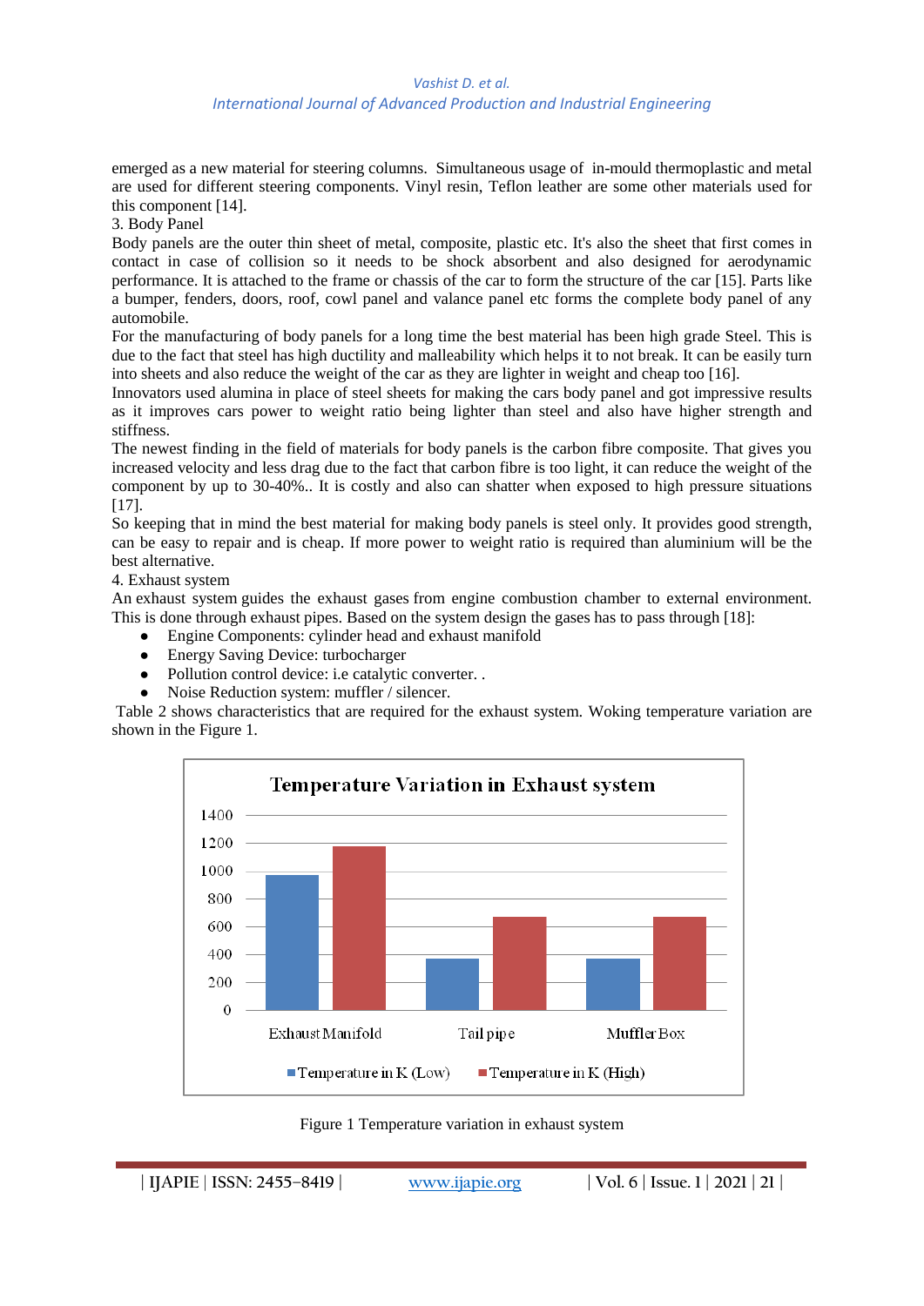emerged as a new material for steering columns. Simultaneous usage of in-mould thermoplastic and metal are used for different steering components. Vinyl resin, Teflon leather are some other materials used for this component [14].

3. Body Panel

Body panels are the outer thin sheet of metal, composite, plastic etc. It's also the sheet that first comes in contact in case of collision so it needs to be shock absorbent and also designed for aerodynamic performance. It is attached to the frame or chassis of the car to form the structure of the car [15]. Parts like a bumper, fenders, doors, roof, cowl panel and valance panel etc forms the complete body panel of any automobile.

For the manufacturing of body panels for a long time the best material has been high grade Steel. This is due to the fact that steel has high ductility and malleability which helps it to not break. It can be easily turn into sheets and also reduce the weight of the car as they are lighter in weight and cheap too [16].

Innovators used alumina in place of steel sheets for making the cars body panel and got impressive results as it improves cars power to weight ratio being lighter than steel and also have higher strength and stiffness.

The newest finding in the field of materials for body panels is the carbon fibre composite. That gives you increased velocity and less drag due to the fact that carbon fibre is too light, it can reduce the weight of the component by up to 30-40%.. It is costly and also can shatter when exposed to high pressure situations [17].

So keeping that in mind the best material for making body panels is steel only. It provides good strength, can be easy to repair and is cheap. If more power to weight ratio is required than aluminium will be the best alternative.

4. Exhaust system

An exhaust system guides the exhaust gases from engine combustion chamber to external environment. This is done through exhaust pipes. Based on the system design the gases has to pass through [18]:

- Engine Components: cylinder head and exhaust manifold
- Energy Saving Device: turbocharger
- Pollution control device: i.e catalytic converter. .
- Noise Reduction system: muffler / silencer.

Table 2 shows characteristics that are required for the exhaust system. Woking temperature variation are shown in the Figure 1.

Figure 1 Temperature variation in exhaust system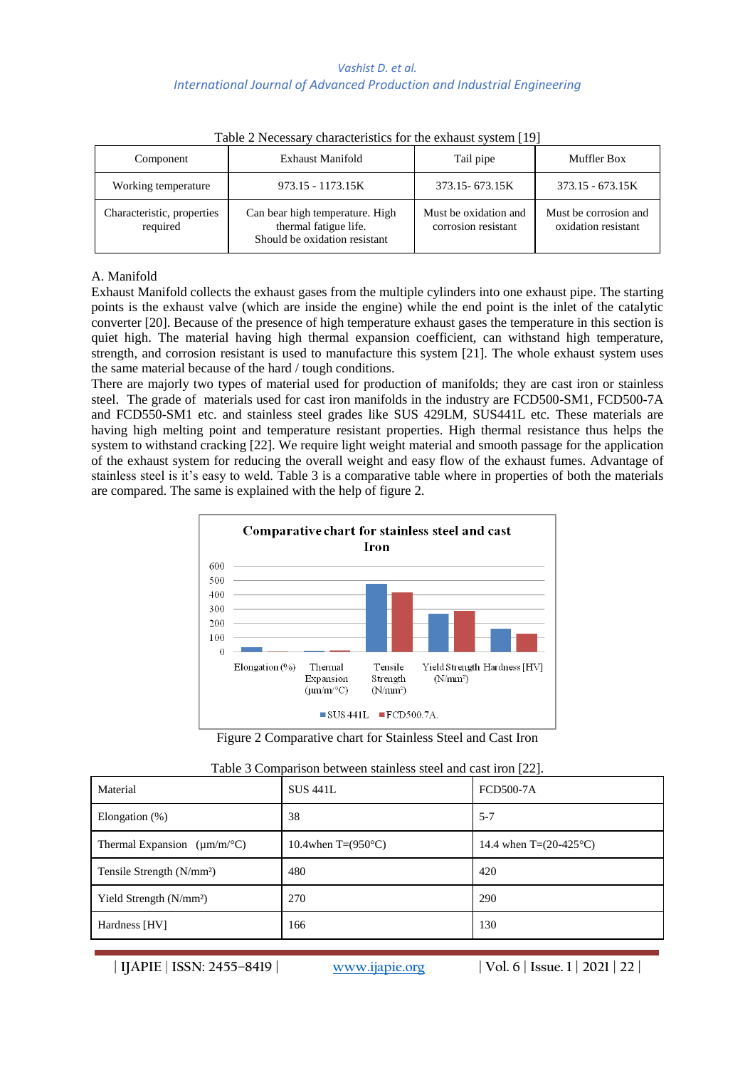Table 2 Necessary characteristics for the exhaust system [19]

| Component | Exhaust Manifold | Tail pipe | Muffler Box |
|---|---|---|---|
| Working temperature | 973.15 - 1173.15K | 373.15- 673.15K | 373.15 - 673.15K |
| Characteristic, properties required | Can bear high temperature. High thermal fatigue life. Should be oxidation resistant | Must be oxidation and corrosion resistant | Must be corrosion and oxidation resistant |

A. Manifold

Exhaust Manifold collects the exhaust gases from the multiple cylinders into one exhaust pipe. The starting points is the exhaust valve (which are inside the engine) while the end point is the inlet of the catalytic converter [20]. Because of the presence of high temperature exhaust gases the temperature in this section is quiet high. The material having high thermal expansion coefficient, can withstand high temperature, strength, and corrosion resistant is used to manufacture this system [21]. The whole exhaust system uses the same material because of the hard / tough conditions.

There are majorly two types of material used for production of manifolds; they are cast iron or stainless steel. The grade of materials used for cast iron manifolds in the industry are FCD500-SM1, FCD500-7A and FCD550-SM1 etc. and stainless steel grades like SUS 429LM, SUS441L etc. These materials are having high melting point and temperature resistant properties. High thermal resistance thus helps the system to withstand cracking [22]. We require light weight material and smooth passage for the application of the exhaust system for reducing the overall weight and easy flow of the exhaust fumes. Advantage of stainless steel is it's easy to weld. Table 3 is a comparative table where in properties of both the materials are compared. The same is explained with the help of figure 2.

Figure 2 Comparative chart for Stainless Steel and Cast Iron

Table 3 Comparison between stainless steel and cast iron [22].

| Material | SUS 441L | FCD500-7A |
|---|---|---|
| Elongation (%) | 38 | 5-7 |
| Thermal Expansion (μm/m/°C) | 10.4when T=(950°C) | 14.4 when T=(20-425°C) |
| Tensile Strength (N/mm²) | 480 | 420 |
| Yield Strength (N/mm²) | 270 | 290 |
| Hardness [HV] | 166 | 130 |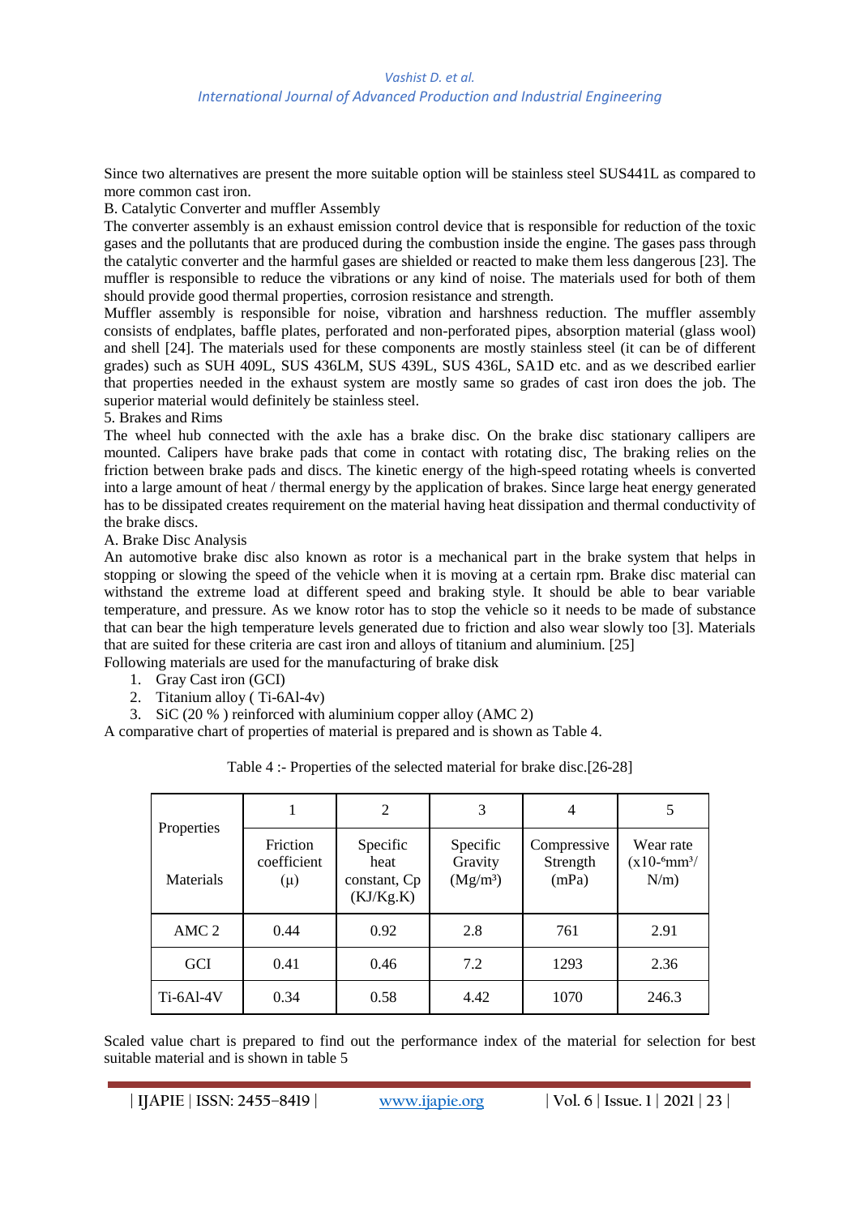Since two alternatives are present the more suitable option will be stainless steel SUS441L as compared to more common cast iron.

B. Catalytic Converter and muffler Assembly

The converter assembly is an exhaust emission control device that is responsible for reduction of the toxic gases and the pollutants that are produced during the combustion inside the engine. The gases pass through the catalytic converter and the harmful gases are shielded or reacted to make them less dangerous [23]. The muffler is responsible to reduce the vibrations or any kind of noise. The materials used for both of them should provide good thermal properties, corrosion resistance and strength.

Muffler assembly is responsible for noise, vibration and harshness reduction. The muffler assembly consists of endplates, baffle plates, perforated and non-perforated pipes, absorption material (glass wool) and shell [24]. The materials used for these components are mostly stainless steel (it can be of different grades) such as SUH 409L, SUS 436LM, SUS 439L, SUS 436L, SA1D etc. and as we described earlier that properties needed in the exhaust system are mostly same so grades of cast iron does the job. The superior material would definitely be stainless steel.

5. Brakes and Rims

The wheel hub connected with the axle has a brake disc. On the brake disc stationary callipers are mounted. Calipers have brake pads that come in contact with rotating disc, The braking relies on the friction between brake pads and discs. The kinetic energy of the high-speed rotating wheels is converted into a large amount of heat / thermal energy by the application of brakes. Since large heat energy generated has to be dissipated creates requirement on the material having heat dissipation and thermal conductivity of the brake discs.

A. Brake Disc Analysis

An automotive brake disc also known as rotor is a mechanical part in the brake system that helps in stopping or slowing the speed of the vehicle when it is moving at a certain rpm. Brake disc material can withstand the extreme load at different speed and braking style. It should be able to bear variable temperature, and pressure. As we know rotor has to stop the vehicle so it needs to be made of substance that can bear the high temperature levels generated due to friction and also wear slowly too [3]. Materials that are suited for these criteria are cast iron and alloys of titanium and aluminium. [25]

Following materials are used for the manufacturing of brake disk

1. Gray Cast iron (GCI)
2. Titanium alloy ( Ti-6Al-4v)
3. SiC (20 % ) reinforced with aluminium copper alloy (AMC 2)

A comparative chart of properties of material is prepared and is shown as Table 4.

Table 4 :- Properties of the selected material for brake disc.[26-28]

| Properties / Materials | 1<br>Friction coefficient ($\mu$) | 2<br>Specific heat constant, Cp (KJ/Kg.K) | 3<br>Specific Gravity ($Mg/m^3$) | 4<br>Compressive Strength (mPa) | 5<br>Wear rate ($x10^{-6}mm^3/N/m$) |
|---|---|---|---|---|---|
| AMC 2 | 0.44 | 0.92 | 2.8 | 761 | 2.91 |
| GCI | 0.41 | 0.46 | 7.2 | 1293 | 2.36 |
| Ti-6Al-4V | 0.34 | 0.58 | 4.42 | 1070 | 246.3 |

Scaled value chart is prepared to find out the performance index of the material for selection for best suitable material and is shown in table 5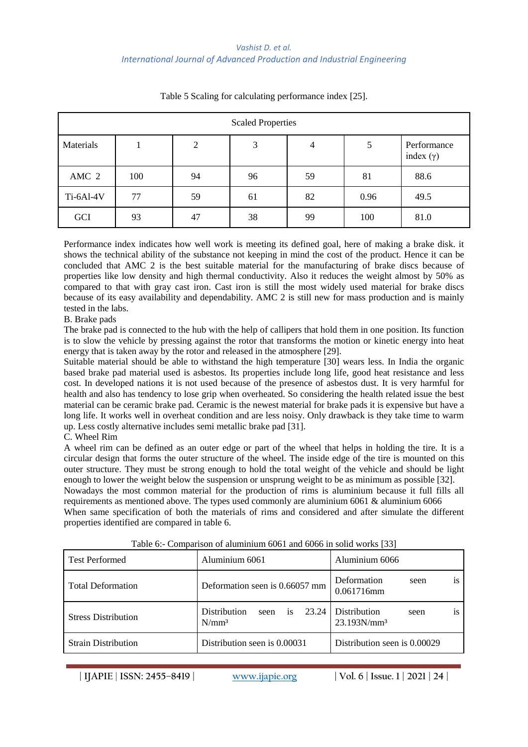Table 5 Scaling for calculating performance index [25].

| Scaled Properties | | | | | | |
|---|---|---|---|---|---|---|
| Materials | 1 | 2 | 3 | 4 | 5 | Performance index (γ) |
| AMC 2 | 100 | 94 | 96 | 59 | 81 | 88.6 |
| Ti-6Al-4V | 77 | 59 | 61 | 82 | 0.96 | 49.5 |
| GCI | 93 | 47 | 38 | 99 | 100 | 81.0 |

Performance index indicates how well work is meeting its defined goal, here of making a brake disk. it shows the technical ability of the substance not keeping in mind the cost of the product. Hence it can be concluded that AMC 2 is the best suitable material for the manufacturing of brake discs because of properties like low density and high thermal conductivity. Also it reduces the weight almost by 50% as compared to that with gray cast iron. Cast iron is still the most widely used material for brake discs because of its easy availability and dependability. AMC 2 is still new for mass production and is mainly tested in the labs.

B. Brake pads

The brake pad is connected to the hub with the help of callipers that hold them in one position. Its function is to slow the vehicle by pressing against the rotor that transforms the motion or kinetic energy into heat energy that is taken away by the rotor and released in the atmosphere [29].

Suitable material should be able to withstand the high temperature [30] wears less. In India the organic based brake pad material used is asbestos. Its properties include long life, good heat resistance and less cost. In developed nations it is not used because of the presence of asbestos dust. It is very harmful for health and also has tendency to lose grip when overheated. So considering the health related issue the best material can be ceramic brake pad. Ceramic is the newest material for brake pads it is expensive but have a long life. It works well in overheat condition and are less noisy. Only drawback is they take time to warm up. Less costly alternative includes semi metallic brake pad [31].

C. Wheel Rim

A wheel rim can be defined as an outer edge or part of the wheel that helps in holding the tire. It is a circular design that forms the outer structure of the wheel. The inside edge of the tire is mounted on this outer structure. They must be strong enough to hold the total weight of the vehicle and should be light enough to lower the weight below the suspension or unsprung weight to be as minimum as possible [32].

Nowadays the most common material for the production of rims is aluminium because it full fills all requirements as mentioned above. The types used commonly are aluminium 6061 & aluminium 6066

When same specification of both the materials of rims and considered and after simulate the different properties identified are compared in table 6.

Table 6:- Comparison of aluminium 6061 and 6066 in solid works [33]

| Test Performed | Aluminium 6061 | Aluminium 6066 |
|---|---|---|
| Total Deformation | Deformation seen is 0.66057 mm | Deformation seen is 0.061716mm |
| Stress Distribution | Distribution seen is 23.24 $N/mm^3$ | Distribution seen is 23.193$N/mm^3$ |
| Strain Distribution | Distribution seen is 0.00031 | Distribution seen is 0.00029 |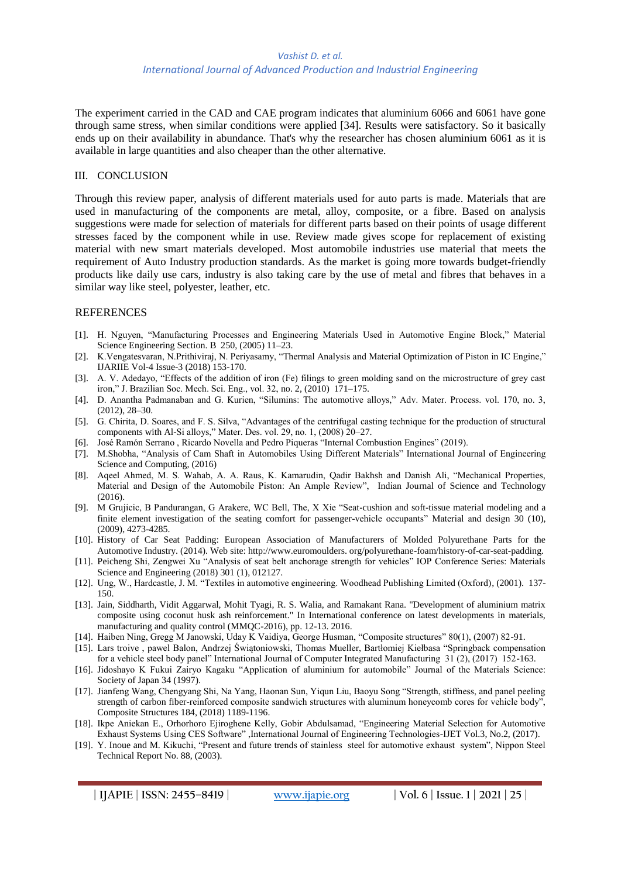The experiment carried in the CAD and CAE program indicates that aluminium 6066 and 6061 have gone through same stress, when similar conditions were applied [34]. Results were satisfactory. So it basically ends up on their availability in abundance. That's why the researcher has chosen aluminium 6061 as it is available in large quantities and also cheaper than the other alternative.

## III. CONCLUSION

Through this review paper, analysis of different materials used for auto parts is made. Materials that are used in manufacturing of the components are metal, alloy, composite, or a fibre. Based on analysis suggestions were made for selection of materials for different parts based on their points of usage different stresses faced by the component while in use. Review made gives scope for replacement of existing material with new smart materials developed. Most automobile industries use material that meets the requirement of Auto Industry production standards. As the market is going more towards budget-friendly products like daily use cars, industry is also taking care by the use of metal and fibres that behaves in a similar way like steel, polyester, leather, etc.

## REFERENCES

[1]. H. Nguyen, "Manufacturing Processes and Engineering Materials Used in Automotive Engine Block," Material Science Engineering Section. B 250, (2005) 11–23.

[2]. K.Vengatesvaran, N.Prithiviraj, N. Periyasamy, "Thermal Analysis and Material Optimization of Piston in IC Engine," IJARIIE Vol-4 Issue-3 (2018) 153-170.

[3]. A. V. Adedayo, "Effects of the addition of iron (Fe) filings to green molding sand on the microstructure of grey cast iron," J. Brazilian Soc. Mech. Sci. Eng., vol. 32, no. 2, (2010) 171–175.

[4]. D. Anantha Padmanaban and G. Kurien, "Silumins: The automotive alloys," Adv. Mater. Process. vol. 170, no. 3, (2012), 28–30.

[5]. G. Chirita, D. Soares, and F. S. Silva, "Advantages of the centrifugal casting technique for the production of structural components with Al-Si alloys," Mater. Des. vol. 29, no. 1, (2008) 20–27.

[6]. José Ramón Serrano , Ricardo Novella and Pedro Piqueras "Internal Combustion Engines" (2019).

[7]. M.Shobha, "Analysis of Cam Shaft in Automobiles Using Different Materials" International Journal of Engineering Science and Computing, (2016)

[8]. Aqeel Ahmed, M. S. Wahab, A. A. Raus, K. Kamarudin, Qadir Bakhsh and Danish Ali, "Mechanical Properties, Material and Design of the Automobile Piston: An Ample Review", Indian Journal of Science and Technology (2016).

[9]. M Grujicic, B Pandurangan, G Arakere, WC Bell, The, X Xie "Seat-cushion and soft-tissue material modeling and a finite element investigation of the seating comfort for passenger-vehicle occupants" Material and design 30 (10), (2009), 4273-4285.

[10]. History of Car Seat Padding: European Association of Manufacturers of Molded Polyurethane Parts for the Automotive Industry. (2014). Web site: http://www.euromoulders. org/polyurethane-foam/history-of-car-seat-padding.

[11]. Peicheng Shi, Zengwei Xu "Analysis of seat belt anchorage strength for vehicles" IOP Conference Series: Materials Science and Engineering (2018) 301 (1), 012127.

[12]. Ung, W., Hardcastle, J. M. "Textiles in automotive engineering. Woodhead Publishing Limited (Oxford), (2001). 137-150.

[13]. Jain, Siddharth, Vidit Aggarwal, Mohit Tyagi, R. S. Walia, and Ramakant Rana. "Development of aluminium matrix composite using coconut husk ash reinforcement." In International conference on latest developments in materials, manufacturing and quality control (MMQC-2016), pp. 12-13. 2016.

[14]. Haiben Ning, Gregg M Janowski, Uday K Vaidiya, George Husman, "Composite structures" 80(1), (2007) 82-91.

[15]. Lars troive , pawel Balon, Andrzej Świątoniowski, Thomas Mueller, Bartłomiej Kiełbasa "Springback compensation for a vehicle steel body panel" International Journal of Computer Integrated Manufacturing 31 (2), (2017) 152-163.

[16]. Jidoshayo K Fukui Zairyo Kagaku "Application of aluminium for automobile" Journal of the Materials Science: Society of Japan 34 (1997).

[17]. Jianfeng Wang, Chengyang Shi, Na Yang, Haonan Sun, Yiqun Liu, Baoyu Song "Strength, stiffness, and panel peeling strength of carbon fiber-reinforced composite sandwich structures with aluminum honeycomb cores for vehicle body", Composite Structures 184, (2018) 1189-1196.

[18]. Ikpe Aniekan E., Orhorhoro Ejiroghene Kelly, Gobir Abdulsamad, "Engineering Material Selection for Automotive Exhaust Systems Using CES Software" ,International Journal of Engineering Technologies-IJET Vol.3, No.2, (2017).

[19]. Y. Inoue and M. Kikuchi, "Present and future trends of stainless steel for automotive exhaust system", Nippon Steel Technical Report No. 88, (2003).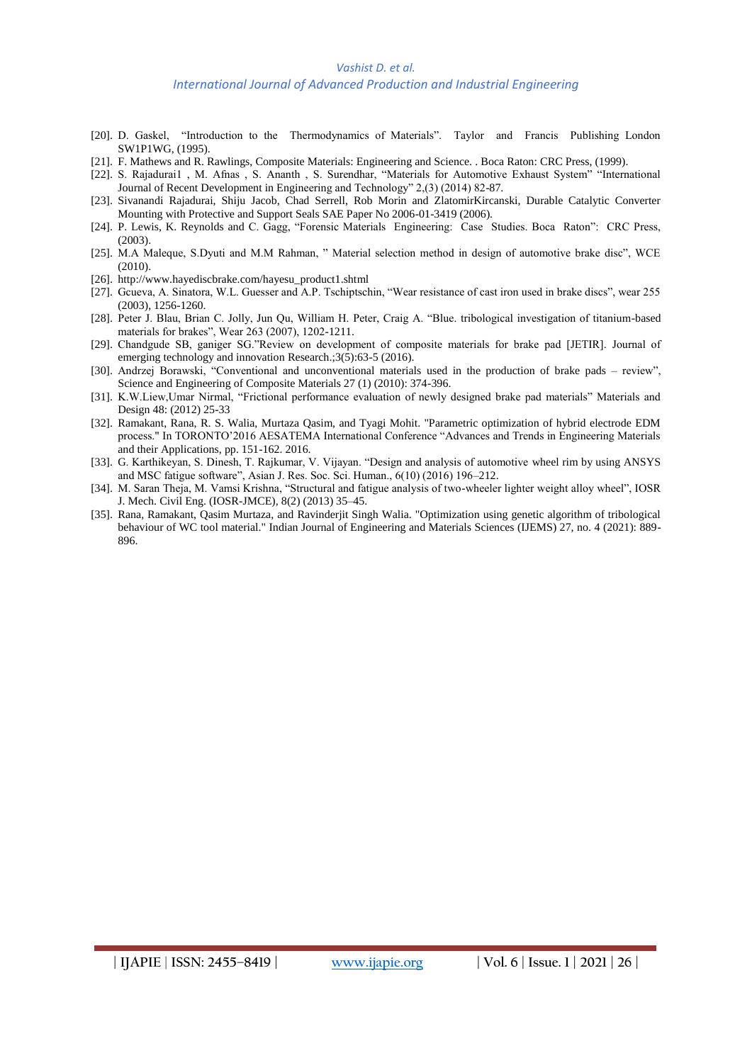[20]. D. Gaskel, "Introduction to the Thermodynamics of Materials". Taylor and Francis Publishing London SW1P1WG, (1995).

[21]. F. Mathews and R. Rawlings, Composite Materials: Engineering and Science. . Boca Raton: CRC Press, (1999).

[22]. S. Rajadurai1 , M. Afnas , S. Ananth , S. Surendhar, "Materials for Automotive Exhaust System" "International Journal of Recent Development in Engineering and Technology" 2,(3) (2014) 82-87.

[23]. Sivanandi Rajadurai, Shiju Jacob, Chad Serrell, Rob Morin and ZlatomirKircanski, Durable Catalytic Converter Mounting with Protective and Support Seals SAE Paper No 2006-01-3419 (2006).

[24]. P. Lewis, K. Reynolds and C. Gagg, "Forensic Materials Engineering: Case Studies. Boca Raton": CRC Press, (2003).

[25]. M.A Maleque, S.Dyuti and M.M Rahman, " Material selection method in design of automotive brake disc", WCE (2010).

[26]. http://www.hayediscbrake.com/hayesu_product1.shtml

[27]. Gcueva, A. Sinatora, W.L. Guesser and A.P. Tschiptschin, "Wear resistance of cast iron used in brake discs", wear 255 (2003), 1256-1260.

[28]. Peter J. Blau, Brian C. Jolly, Jun Qu, William H. Peter, Craig A. "Blue. tribological investigation of titanium-based materials for brakes", Wear 263 (2007), 1202-1211.

[29]. Chandgude SB, ganiger SG."Review on development of composite materials for brake pad [JETIR]. Journal of emerging technology and innovation Research.;3(5):63-5 (2016).

[30]. Andrzej Borawski, "Conventional and unconventional materials used in the production of brake pads – review", Science and Engineering of Composite Materials 27 (1) (2010): 374-396.

[31]. K.W.Liew,Umar Nirmal, "Frictional performance evaluation of newly designed brake pad materials" Materials and Design 48: (2012) 25-33

[32]. Ramakant, Rana, R. S. Walia, Murtaza Qasim, and Tyagi Mohit. "Parametric optimization of hybrid electrode EDM process." In TORONTO'2016 AESATEMA International Conference "Advances and Trends in Engineering Materials and their Applications, pp. 151-162. 2016.

[33]. G. Karthikeyan, S. Dinesh, T. Rajkumar, V. Vijayan. "Design and analysis of automotive wheel rim by using ANSYS and MSC fatigue software", Asian J. Res. Soc. Sci. Human., 6(10) (2016) 196–212.

[34]. M. Saran Theja, M. Vamsi Krishna, "Structural and fatigue analysis of two-wheeler lighter weight alloy wheel", IOSR J. Mech. Civil Eng. (IOSR-JMCE), 8(2) (2013) 35–45.

[35]. Rana, Ramakant, Qasim Murtaza, and Ravinderjit Singh Walia. "Optimization using genetic algorithm of tribological behaviour of WC tool material." Indian Journal of Engineering and Materials Sciences (IJEMS) 27, no. 4 (2021): 889-896.